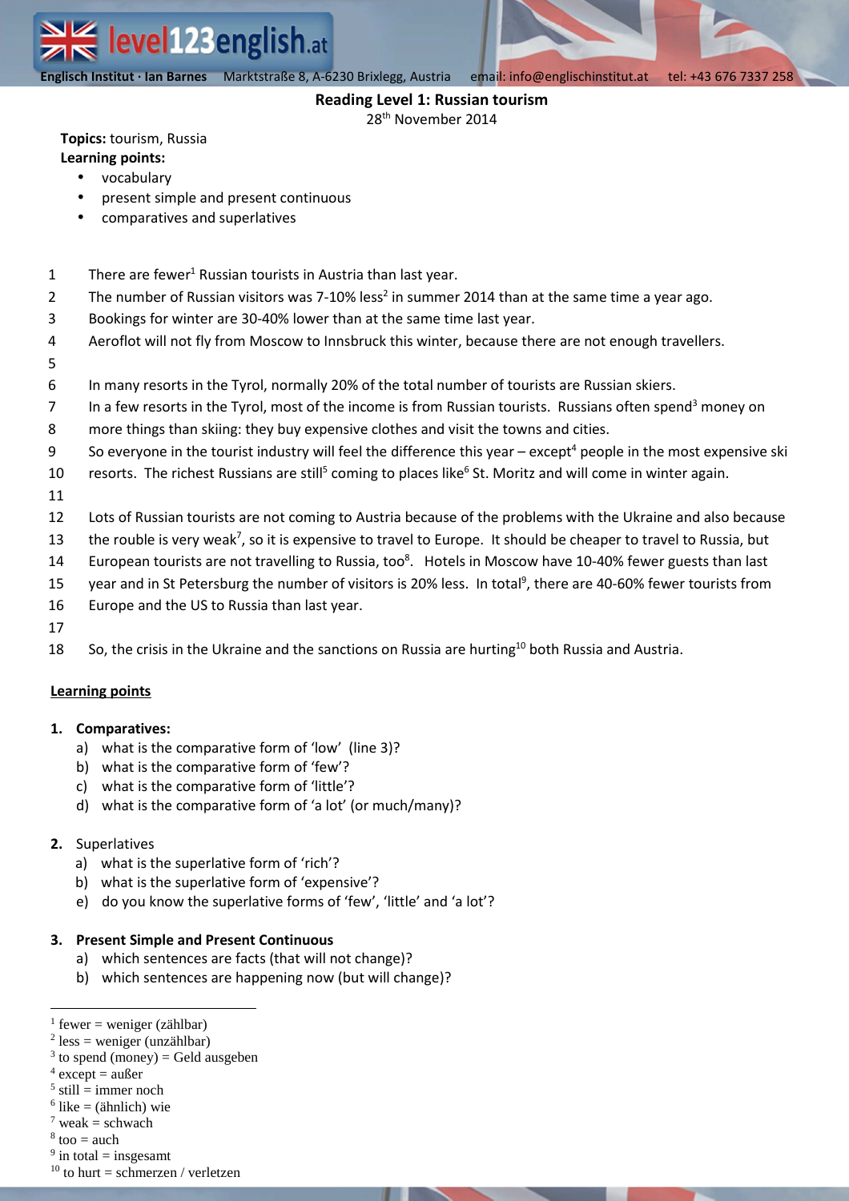**Englisch Institut · Ian Barnes** Marktstraße 8, A-6230 Brixlegg, Austria email: info@englischinstitut.at tel: +43 676 7337 258

## Reading Level 1: Russian tourism

28th November 2014

**Topics:** tourism, Russia
**Learning points:**

- vocabulary
- present simple and present continuous
- comparatives and superlatives

1 There are fewer[1] Russian tourists in Austria than last year.
2 The number of Russian visitors was 7-10% less[2] in summer 2014 than at the same time a year ago.
3 Bookings for winter are 30-40% lower than at the same time last year.
4 Aeroflot will not fly from Moscow to Innsbruck this winter, because there are not enough travellers.
5
6 In many resorts in the Tyrol, normally 20% of the total number of tourists are Russian skiers.
7 In a few resorts in the Tyrol, most of the income is from Russian tourists. Russians often spend[3] money on
8 more things than skiing: they buy expensive clothes and visit the towns and cities.
9 So everyone in the tourist industry will feel the difference this year – except[4] people in the most expensive ski
10 resorts. The richest Russians are still[5] coming to places like[6] St. Moritz and will come in winter again.
11
12 Lots of Russian tourists are not coming to Austria because of the problems with the Ukraine and also because
13 the rouble is very weak[7], so it is expensive to travel to Europe. It should be cheaper to travel to Russia, but
14 European tourists are not travelling to Russia, too[8]. Hotels in Moscow have 10-40% fewer guests than last
15 year and in St Petersburg the number of visitors is 20% less. In total[9], there are 40-60% fewer tourists from
16 Europe and the US to Russia than last year.
17
18 So, the crisis in the Ukraine and the sanctions on Russia are hurting[10] both Russia and Austria.

**Learning points**

1. **Comparatives:**
   a) what is the comparative form of 'low' (line 3)?
   b) what is the comparative form of 'few'?
   c) what is the comparative form of 'little'?
   d) what is the comparative form of 'a lot' (or much/many)?

2. Superlatives
   a) what is the superlative form of 'rich'?
   b) what is the superlative form of 'expensive'?
   e) do you know the superlative forms of 'few', 'little' and 'a lot'?

3. **Present Simple and Present Continuous**
   a) which sentences are facts (that will not change)?
   b) which sentences are happening now (but will change)?

---

[1] fewer = weniger (zählbar)
[2] less = weniger (unzählbar)
[3] to spend (money) = Geld ausgeben
[4] except = außer
[5] still = immer noch
[6] like = (ähnlich) wie
[7] weak = schwach
[8] too = auch
[9] in total = insgesamt
[10] to hurt = schmerzen / verletzen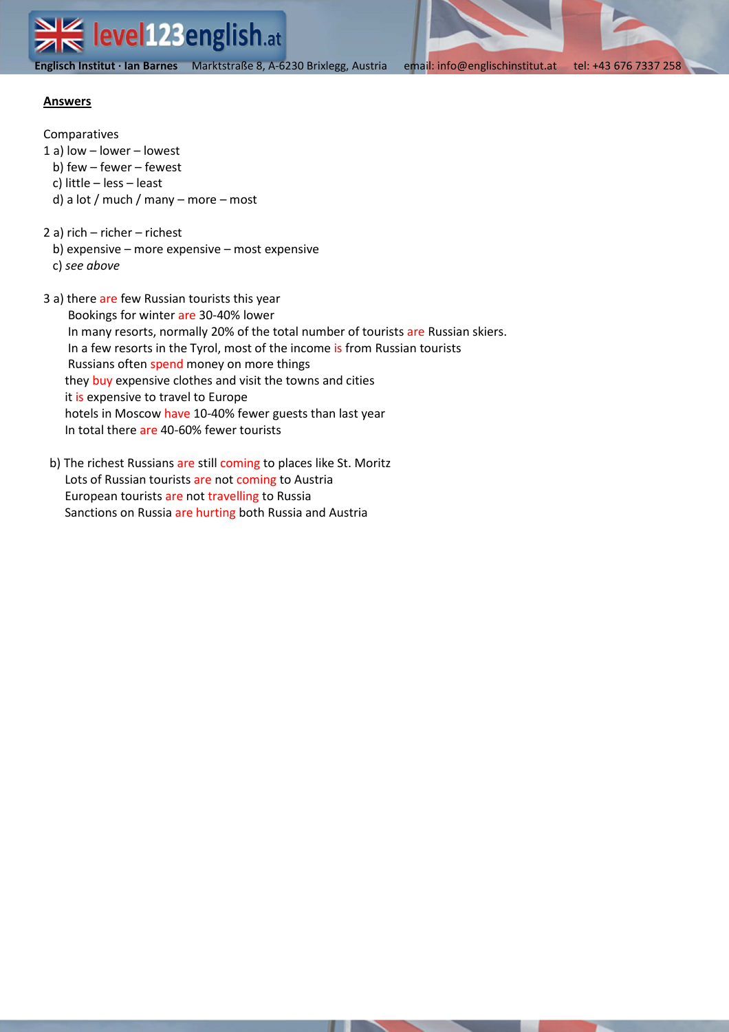**Answers**

Comparatives

1 a) low – lower – lowest
   b) few – fewer – fewest
   c) little – less – least
   d) a lot / much / many – more – most

2 a) rich – richer – richest
   b) expensive – more expensive – most expensive
   c) *see above*

3 a) there are few Russian tourists this year
   Bookings for winter are 30-40% lower
   In many resorts, normally 20% of the total number of tourists are Russian skiers.
   In a few resorts in the Tyrol, most of the income is from Russian tourists
   Russians often spend money on more things
   they buy expensive clothes and visit the towns and cities
   it is expensive to travel to Europe
   hotels in Moscow have 10-40% fewer guests than last year
   In total there are 40-60% fewer tourists

   b) The richest Russians are still coming to places like St. Moritz
   Lots of Russian tourists are not coming to Austria
   European tourists are not travelling to Russia
   Sanctions on Russia are hurting both Russia and Austria